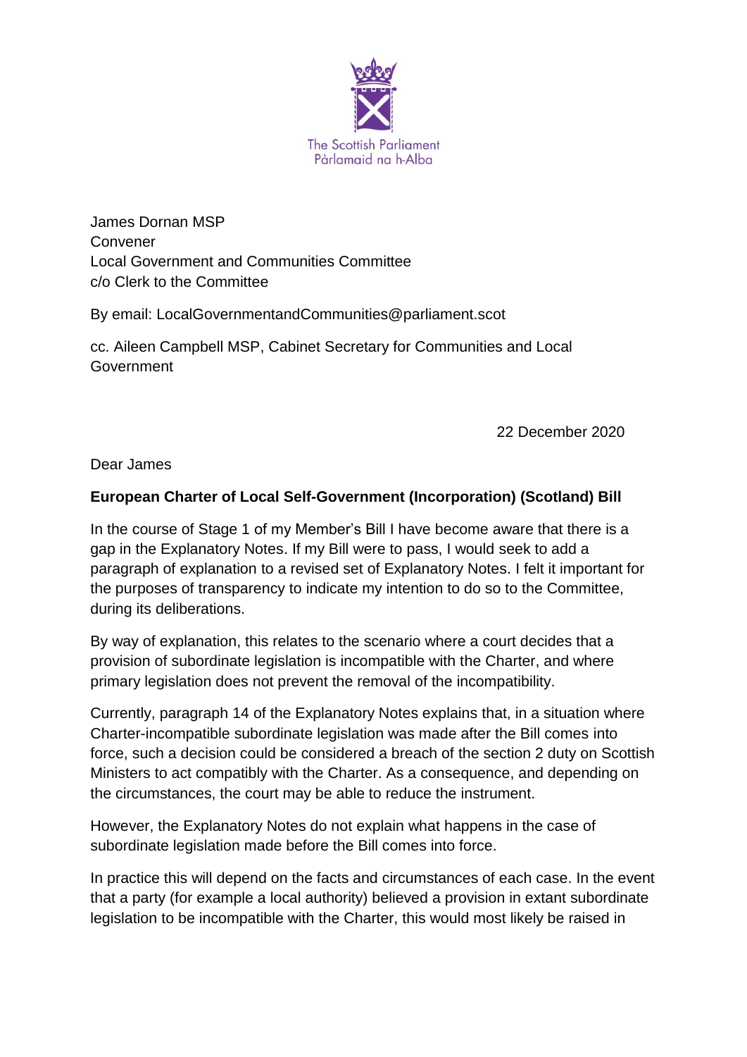The Scottish Parliament
Pàrlamaid na h-Alba

James Dornan MSP
Convener
Local Government and Communities Committee
c/o Clerk to the Committee

By email: LocalGovernmentandCommunities@parliament.scot

cc. Aileen Campbell MSP, Cabinet Secretary for Communities and Local Government

22 December 2020

Dear James

**European Charter of Local Self-Government (Incorporation) (Scotland) Bill**

In the course of Stage 1 of my Member's Bill I have become aware that there is a gap in the Explanatory Notes. If my Bill were to pass, I would seek to add a paragraph of explanation to a revised set of Explanatory Notes. I felt it important for the purposes of transparency to indicate my intention to do so to the Committee, during its deliberations.

By way of explanation, this relates to the scenario where a court decides that a provision of subordinate legislation is incompatible with the Charter, and where primary legislation does not prevent the removal of the incompatibility.

Currently, paragraph 14 of the Explanatory Notes explains that, in a situation where Charter-incompatible subordinate legislation was made after the Bill comes into force, such a decision could be considered a breach of the section 2 duty on Scottish Ministers to act compatibly with the Charter. As a consequence, and depending on the circumstances, the court may be able to reduce the instrument.

However, the Explanatory Notes do not explain what happens in the case of subordinate legislation made before the Bill comes into force.

In practice this will depend on the facts and circumstances of each case. In the event that a party (for example a local authority) believed a provision in extant subordinate legislation to be incompatible with the Charter, this would most likely be raised in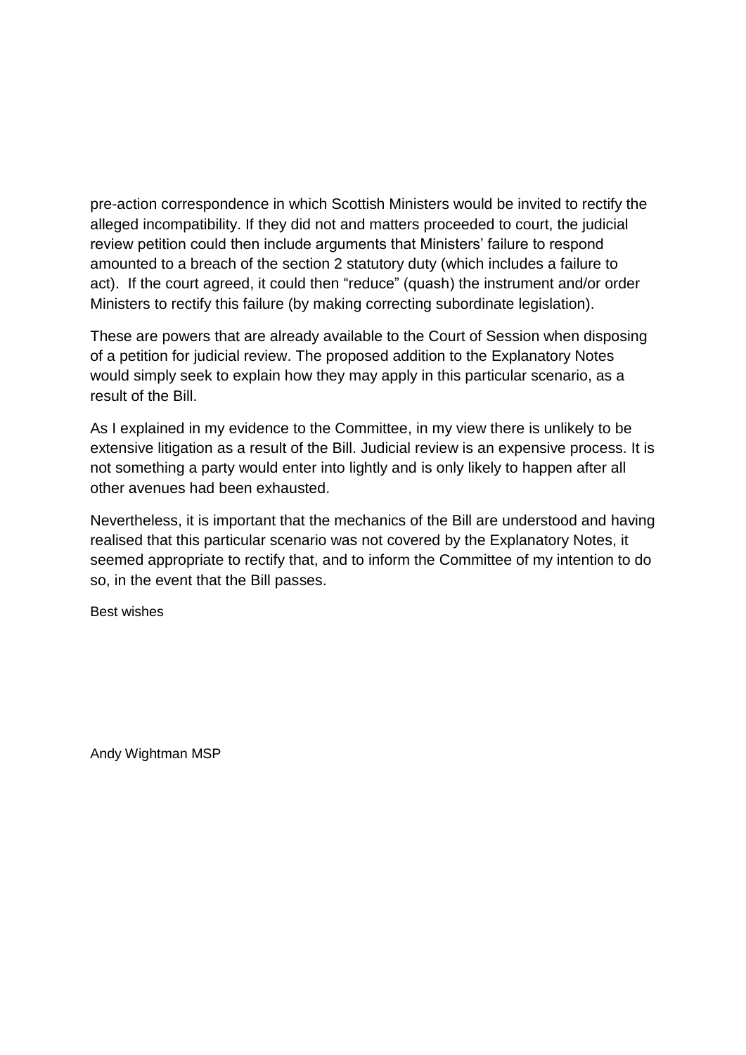pre-action correspondence in which Scottish Ministers would be invited to rectify the alleged incompatibility. If they did not and matters proceeded to court, the judicial review petition could then include arguments that Ministers' failure to respond amounted to a breach of the section 2 statutory duty (which includes a failure to act). If the court agreed, it could then "reduce" (quash) the instrument and/or order Ministers to rectify this failure (by making correcting subordinate legislation).

These are powers that are already available to the Court of Session when disposing of a petition for judicial review. The proposed addition to the Explanatory Notes would simply seek to explain how they may apply in this particular scenario, as a result of the Bill.

As I explained in my evidence to the Committee, in my view there is unlikely to be extensive litigation as a result of the Bill. Judicial review is an expensive process. It is not something a party would enter into lightly and is only likely to happen after all other avenues had been exhausted.

Nevertheless, it is important that the mechanics of the Bill are understood and having realised that this particular scenario was not covered by the Explanatory Notes, it seemed appropriate to rectify that, and to inform the Committee of my intention to do so, in the event that the Bill passes.

Best wishes

Andy Wightman MSP